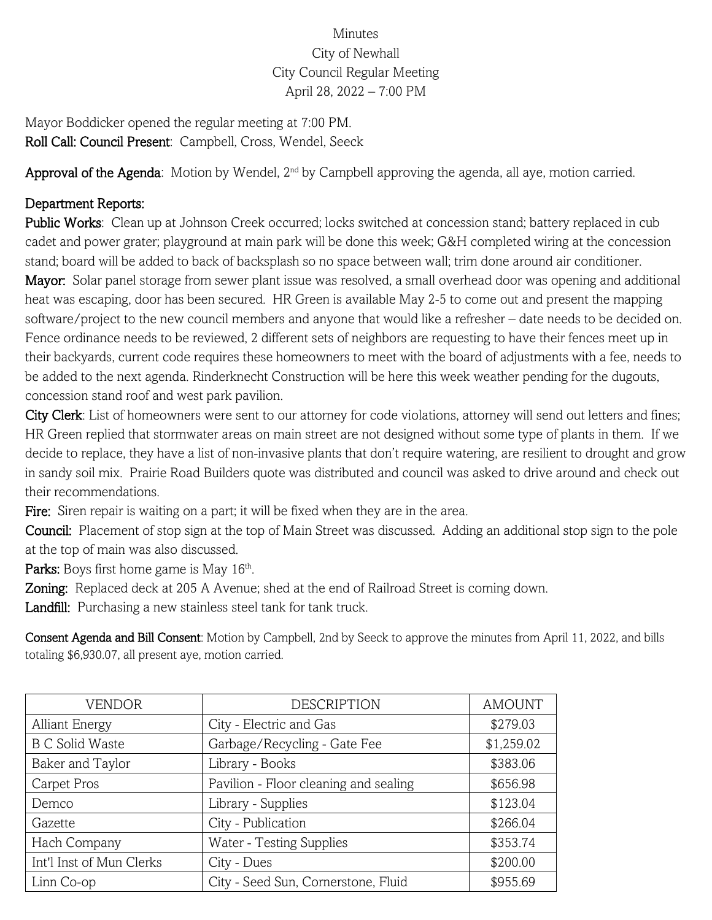Minutes
City of Newhall
City Council Regular Meeting
April 28, 2022 – 7:00 PM

Mayor Boddicker opened the regular meeting at 7:00 PM.
**Roll Call: Council Present**: Campbell, Cross, Wendel, Seeck

**Approval of the Agenda**: Motion by Wendel, 2nd by Campbell approving the agenda, all aye, motion carried.

**Department Reports:**

**Public Works**: Clean up at Johnson Creek occurred; locks switched at concession stand; battery replaced in cub cadet and power grater; playground at main park will be done this week; G&H completed wiring at the concession stand; board will be added to back of backsplash so no space between wall; trim done around air conditioner.

**Mayor:** Solar panel storage from sewer plant issue was resolved, a small overhead door was opening and additional heat was escaping, door has been secured. HR Green is available May 2-5 to come out and present the mapping software/project to the new council members and anyone that would like a refresher – date needs to be decided on. Fence ordinance needs to be reviewed, 2 different sets of neighbors are requesting to have their fences meet up in their backyards, current code requires these homeowners to meet with the board of adjustments with a fee, needs to be added to the next agenda. Rinderknecht Construction will be here this week weather pending for the dugouts, concession stand roof and west park pavilion.

**City Clerk**: List of homeowners were sent to our attorney for code violations, attorney will send out letters and fines; HR Green replied that stormwater areas on main street are not designed without some type of plants in them. If we decide to replace, they have a list of non-invasive plants that don't require watering, are resilient to drought and grow in sandy soil mix. Prairie Road Builders quote was distributed and council was asked to drive around and check out their recommendations.

**Fire:** Siren repair is waiting on a part; it will be fixed when they are in the area.

**Council:** Placement of stop sign at the top of Main Street was discussed. Adding an additional stop sign to the pole at the top of main was also discussed.

**Parks:** Boys first home game is May 16th.

**Zoning:** Replaced deck at 205 A Avenue; shed at the end of Railroad Street is coming down.

**Landfill:** Purchasing a new stainless steel tank for tank truck.

**Consent Agenda and Bill Consent**: Motion by Campbell, 2nd by Seeck to approve the minutes from April 11, 2022, and bills totaling $6,930.07, all present aye, motion carried.

| VENDOR | DESCRIPTION | AMOUNT |
|---|---|---|
| Alliant Energy | City - Electric and Gas | $279.03 |
| B C Solid Waste | Garbage/Recycling - Gate Fee | $1,259.02 |
| Baker and Taylor | Library - Books | $383.06 |
| Carpet Pros | Pavilion - Floor cleaning and sealing | $656.98 |
| Demco | Library - Supplies | $123.04 |
| Gazette | City - Publication | $266.04 |
| Hach Company | Water - Testing Supplies | $353.74 |
| Int'l Inst of Mun Clerks | City - Dues | $200.00 |
| Linn Co-op | City - Seed Sun, Cornerstone, Fluid | $955.69 |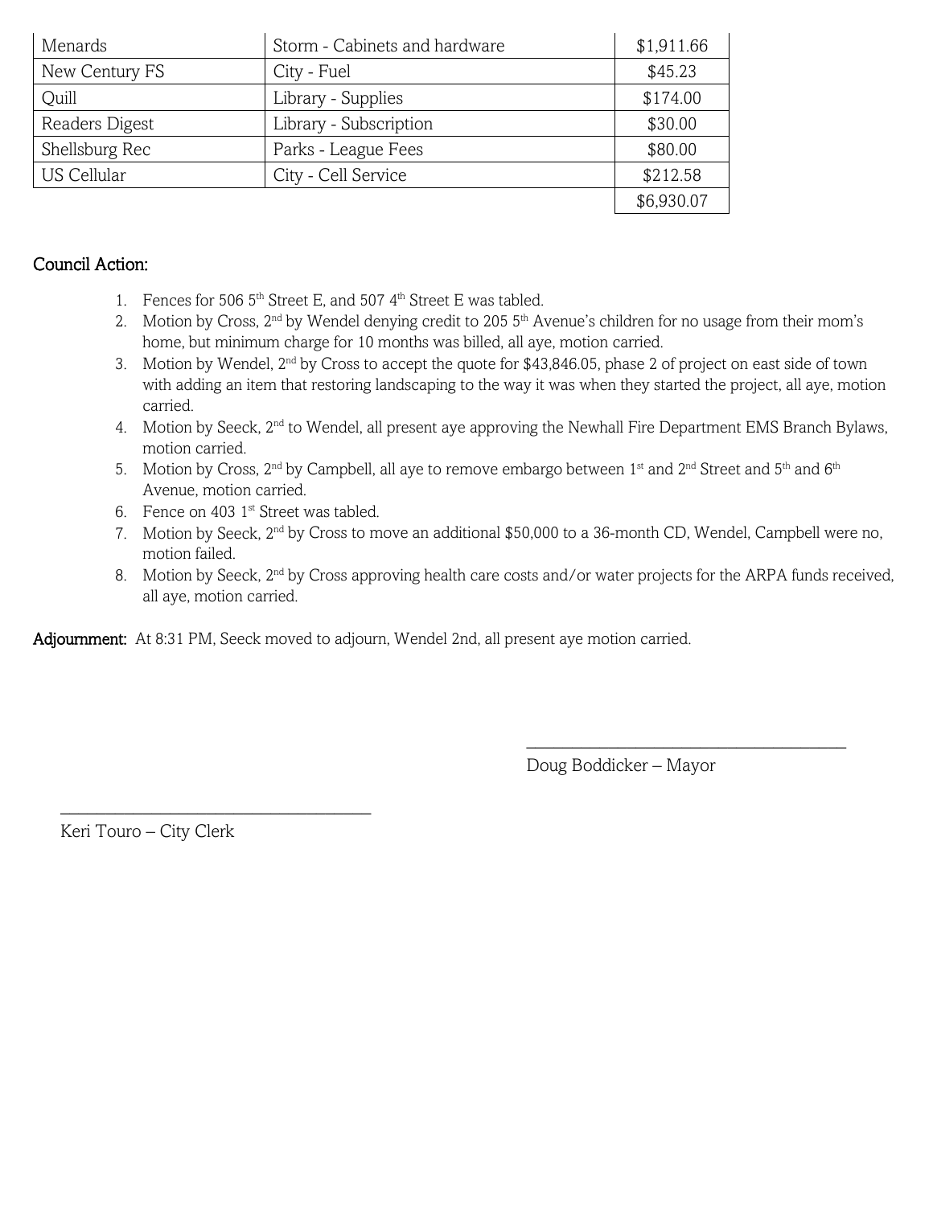| | | |
|---|---|---|
| Menards | Storm - Cabinets and hardware | $1,911.66 |
| New Century FS | City - Fuel | $45.23 |
| Quill | Library - Supplies | $174.00 |
| Readers Digest | Library - Subscription | $30.00 |
| Shellsburg Rec | Parks - League Fees | $80.00 |
| US Cellular | City - Cell Service | $212.58 |
| | | $6,930.07 |

**Council Action:**

1. Fences for 506 5th Street E, and 507 4th Street E was tabled.
2. Motion by Cross, 2nd by Wendel denying credit to 205 5th Avenue's children for no usage from their mom's home, but minimum charge for 10 months was billed, all aye, motion carried.
3. Motion by Wendel, 2nd by Cross to accept the quote for $43,846.05, phase 2 of project on east side of town with adding an item that restoring landscaping to the way it was when they started the project, all aye, motion carried.
4. Motion by Seeck, 2nd to Wendel, all present aye approving the Newhall Fire Department EMS Branch Bylaws, motion carried.
5. Motion by Cross, 2nd by Campbell, all aye to remove embargo between 1st and 2nd Street and 5th and 6th Avenue, motion carried.
6. Fence on 403 1st Street was tabled.
7. Motion by Seeck, 2nd by Cross to move an additional $50,000 to a 36-month CD, Wendel, Campbell were no, motion failed.
8. Motion by Seeck, 2nd by Cross approving health care costs and/or water projects for the ARPA funds received, all aye, motion carried.

**Adjournment:** At 8:31 PM, Seeck moved to adjourn, Wendel 2nd, all present aye motion carried.

\_\_\_\_\_\_\_\_\_\_\_\_\_\_\_\_\_\_\_\_\_\_\_\_\_\_\_\_\_\_\_\_\_\_\_\_\_\_\_\_

Doug Boddicker – Mayor

\_\_\_\_\_\_\_\_\_\_\_\_\_\_\_\_\_\_\_\_\_\_\_\_\_\_\_\_\_\_\_\_\_\_\_\_\_\_\_\_

Keri Touro – City Clerk